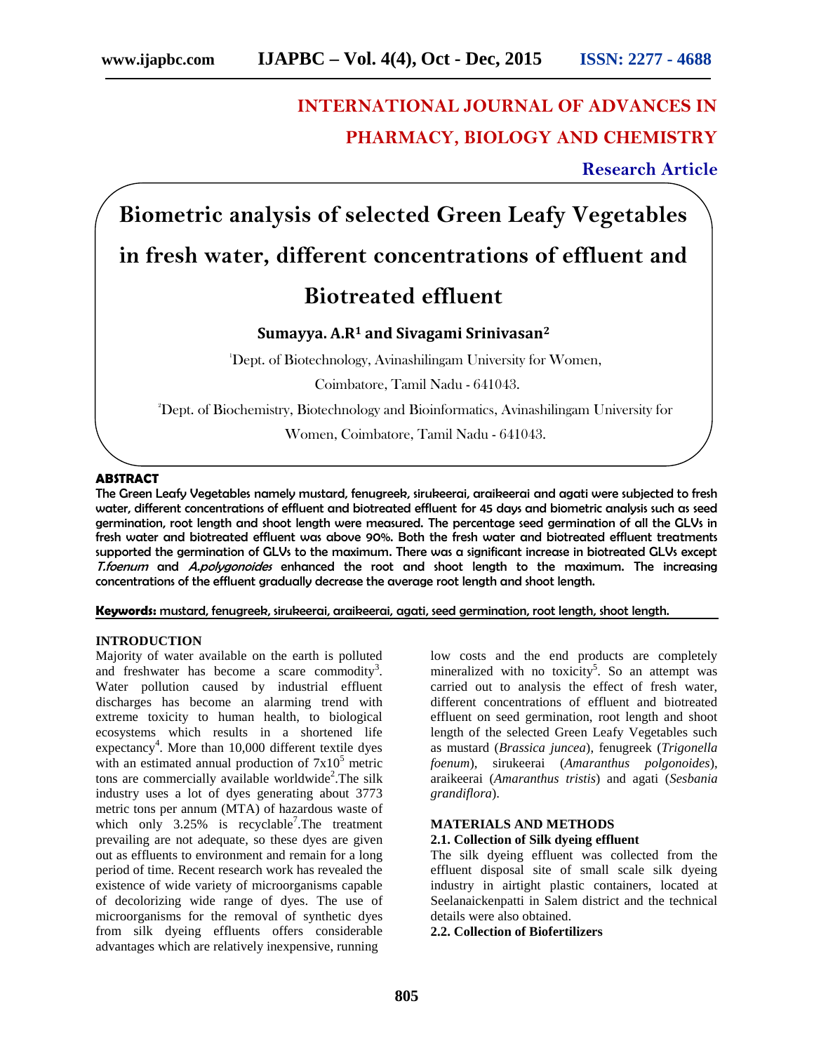# INTERNATIONAL JOURNAL OF ADVANCES IN PHARMACY, BIOLOGY AND CHEMISTRY

**Research Article**

# Biometric analysis of selected Green Leafy Vegetables in fresh water, different concentrations of effluent and Biotreated effluent

**Sumayya. A.R[1] and Sivagami Srinivasan[2]**

[1]Dept. of Biotechnology, Avinashilingam University for Women, Coimbatore, Tamil Nadu - 641043.

[2]Dept. of Biochemistry, Biotechnology and Bioinformatics, Avinashilingam University for Women, Coimbatore, Tamil Nadu - 641043.

## ABSTRACT

The Green Leafy Vegetables namely mustard, fenugreek, sirukeerai, araikeerai and agati were subjected to fresh water, different concentrations of effluent and biotreated effluent for 45 days and biometric analysis such as seed germination, root length and shoot length were measured. The percentage seed germination of all the GLVs in fresh water and biotreated effluent was above 90%. Both the fresh water and biotreated effluent treatments supported the germination of GLVs to the maximum. There was a significant increase in biotreated GLVs except *T.foenum* and *A.polygonoides* enhanced the root and shoot length to the maximum. The increasing concentrations of the effluent gradually decrease the average root length and shoot length.

**Keywords:** mustard, fenugreek, sirukeerai, araikeerai, agati, seed germination, root length, shoot length.

## INTRODUCTION

Majority of water available on the earth is polluted and freshwater has become a scare commodity[3]. Water pollution caused by industrial effluent discharges has become an alarming trend with extreme toxicity to human health, to biological ecosystems which results in a shortened life expectancy[4]. More than 10,000 different textile dyes with an estimated annual production of $7x10^5$ metric tons are commercially available worldwide[2].The silk industry uses a lot of dyes generating about 3773 metric tons per annum (MTA) of hazardous waste of which only 3.25% is recyclable[7].The treatment prevailing are not adequate, so these dyes are given out as effluents to environment and remain for a long period of time. Recent research work has revealed the existence of wide variety of microorganisms capable of decolorizing wide range of dyes. The use of microorganisms for the removal of synthetic dyes from silk dyeing effluents offers considerable advantages which are relatively inexpensive, running low costs and the end products are completely mineralized with no toxicity[5]. So an attempt was carried out to analysis the effect of fresh water, different concentrations of effluent and biotreated effluent on seed germination, root length and shoot length of the selected Green Leafy Vegetables such as mustard (*Brassica juncea*), fenugreek (*Trigonella foenum*), sirukeerai (*Amaranthus polgonoides*), araikeerai (*Amaranthus tristis*) and agati (*Sesbania grandiflora*).

## MATERIALS AND METHODS

### 2.1. Collection of Silk dyeing effluent

The silk dyeing effluent was collected from the effluent disposal site of small scale silk dyeing industry in airtight plastic containers, located at Seelanaickenpatti in Salem district and the technical details were also obtained.

### 2.2. Collection of Biofertilizers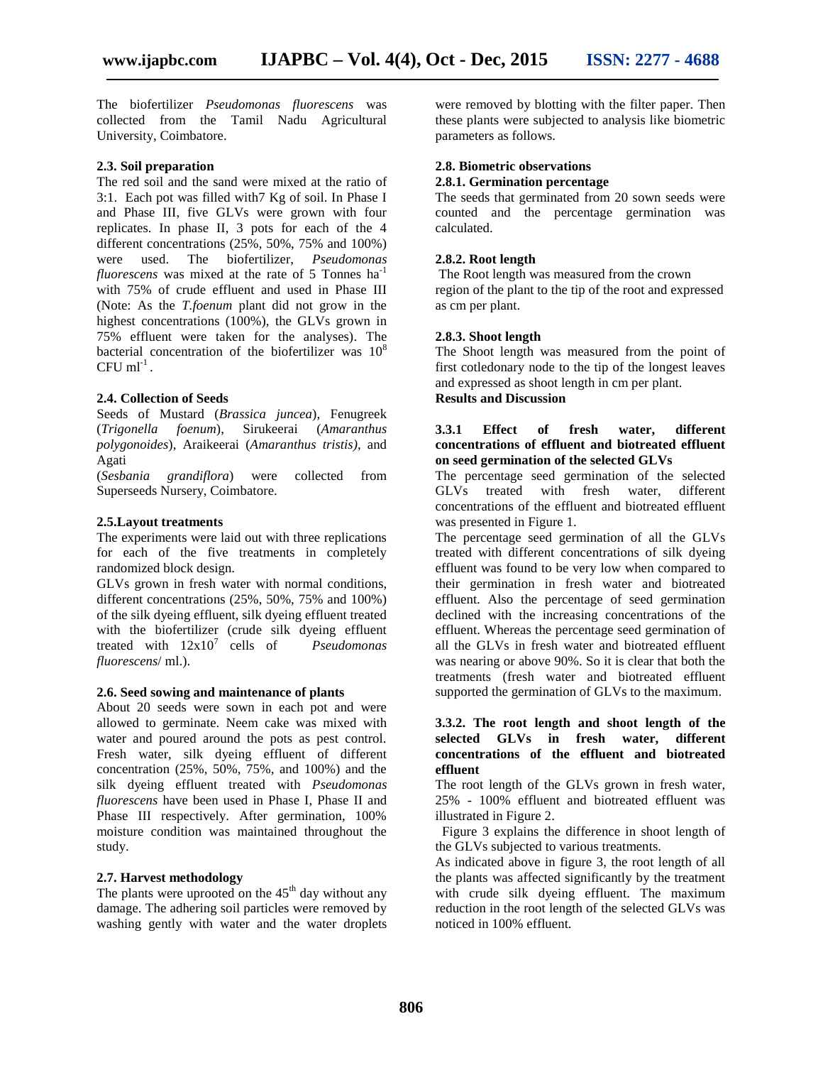The biofertilizer *Pseudomonas fluorescens* was collected from the Tamil Nadu Agricultural University, Coimbatore.

**2.3. Soil preparation**

The red soil and the sand were mixed at the ratio of 3:1. Each pot was filled with7 Kg of soil. In Phase I and Phase III, five GLVs were grown with four replicates. In phase II, 3 pots for each of the 4 different concentrations (25%, 50%, 75% and 100%) were used. The biofertilizer, *Pseudomonas fluorescens* was mixed at the rate of 5 Tonnes $ha^{-1}$ with 75% of crude effluent and used in Phase III (Note: As the *T.foenum* plant did not grow in the highest concentrations (100%), the GLVs grown in 75% effluent were taken for the analyses). The bacterial concentration of the biofertilizer was $10^{8}$ CFU $ml^{-1}$.

**2.4. Collection of Seeds**

Seeds of Mustard (*Brassica juncea*), Fenugreek (*Trigonella foenum*), Sirukeerai (*Amaranthus polygonoides*), Araikeerai (*Amaranthus tristis)*, and Agati (*Sesbania grandiflora*) were collected from Superseeds Nursery, Coimbatore.

**2.5.Layout treatments**

The experiments were laid out with three replications for each of the five treatments in completely randomized block design.

GLVs grown in fresh water with normal conditions, different concentrations (25%, 50%, 75% and 100%) of the silk dyeing effluent, silk dyeing effluent treated with the biofertilizer (crude silk dyeing effluent treated with $12x10^{7}$ cells of *Pseudomonas fluorescens*/ ml.).

**2.6. Seed sowing and maintenance of plants**

About 20 seeds were sown in each pot and were allowed to germinate. Neem cake was mixed with water and poured around the pots as pest control. Fresh water, silk dyeing effluent of different concentration (25%, 50%, 75%, and 100%) and the silk dyeing effluent treated with *Pseudomonas fluorescens* have been used in Phase I, Phase II and Phase III respectively. After germination, 100% moisture condition was maintained throughout the study.

**2.7. Harvest methodology**

The plants were uprooted on the $45^{th}$ day without any damage. The adhering soil particles were removed by washing gently with water and the water droplets were removed by blotting with the filter paper. Then these plants were subjected to analysis like biometric parameters as follows.

**2.8. Biometric observations**

**2.8.1. Germination percentage**

The seeds that germinated from 20 sown seeds were counted and the percentage germination was calculated.

**2.8.2. Root length**

The Root length was measured from the crown region of the plant to the tip of the root and expressed as cm per plant.

**2.8.3. Shoot length**

The Shoot length was measured from the point of first cotledonary node to the tip of the longest leaves and expressed as shoot length in cm per plant.

**Results and Discussion**

**3.3.1 Effect of fresh water, different concentrations of effluent and biotreated effluent on seed germination of the selected GLVs**

The percentage seed germination of the selected GLVs treated with fresh water, different concentrations of the effluent and biotreated effluent was presented in Figure 1.

The percentage seed germination of all the GLVs treated with different concentrations of silk dyeing effluent was found to be very low when compared to their germination in fresh water and biotreated effluent. Also the percentage of seed germination declined with the increasing concentrations of the effluent. Whereas the percentage seed germination of all the GLVs in fresh water and biotreated effluent was nearing or above 90%. So it is clear that both the treatments (fresh water and biotreated effluent supported the germination of GLVs to the maximum.

**3.3.2. The root length and shoot length of the selected GLVs in fresh water, different concentrations of the effluent and biotreated effluent**

The root length of the GLVs grown in fresh water, 25% - 100% effluent and biotreated effluent was illustrated in Figure 2.

Figure 3 explains the difference in shoot length of the GLVs subjected to various treatments.

As indicated above in figure 3, the root length of all the plants was affected significantly by the treatment with crude silk dyeing effluent. The maximum reduction in the root length of the selected GLVs was noticed in 100% effluent.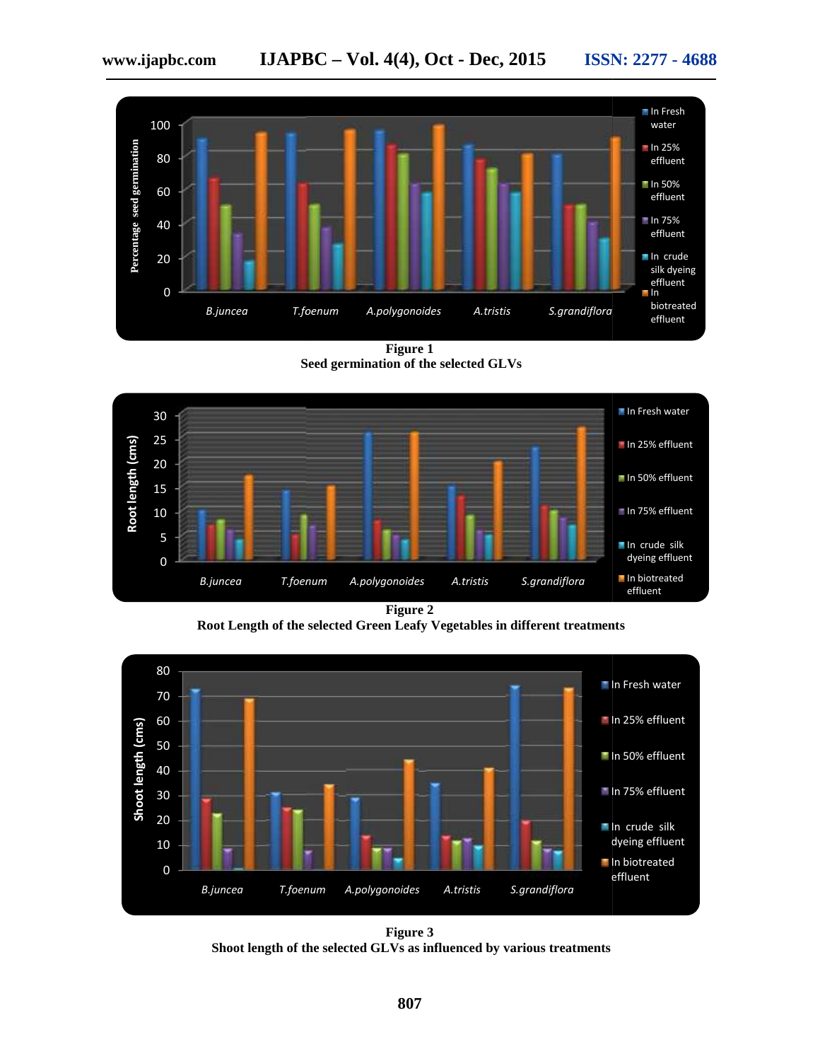**Figure 1**
**Seed germination of the selected GLVs**

**Figure 2**
**Root Length of the selected Green Leafy Vegetables in different treatments**

**Figure 3**
**Shoot length of the selected GLVs as influenced by various treatments**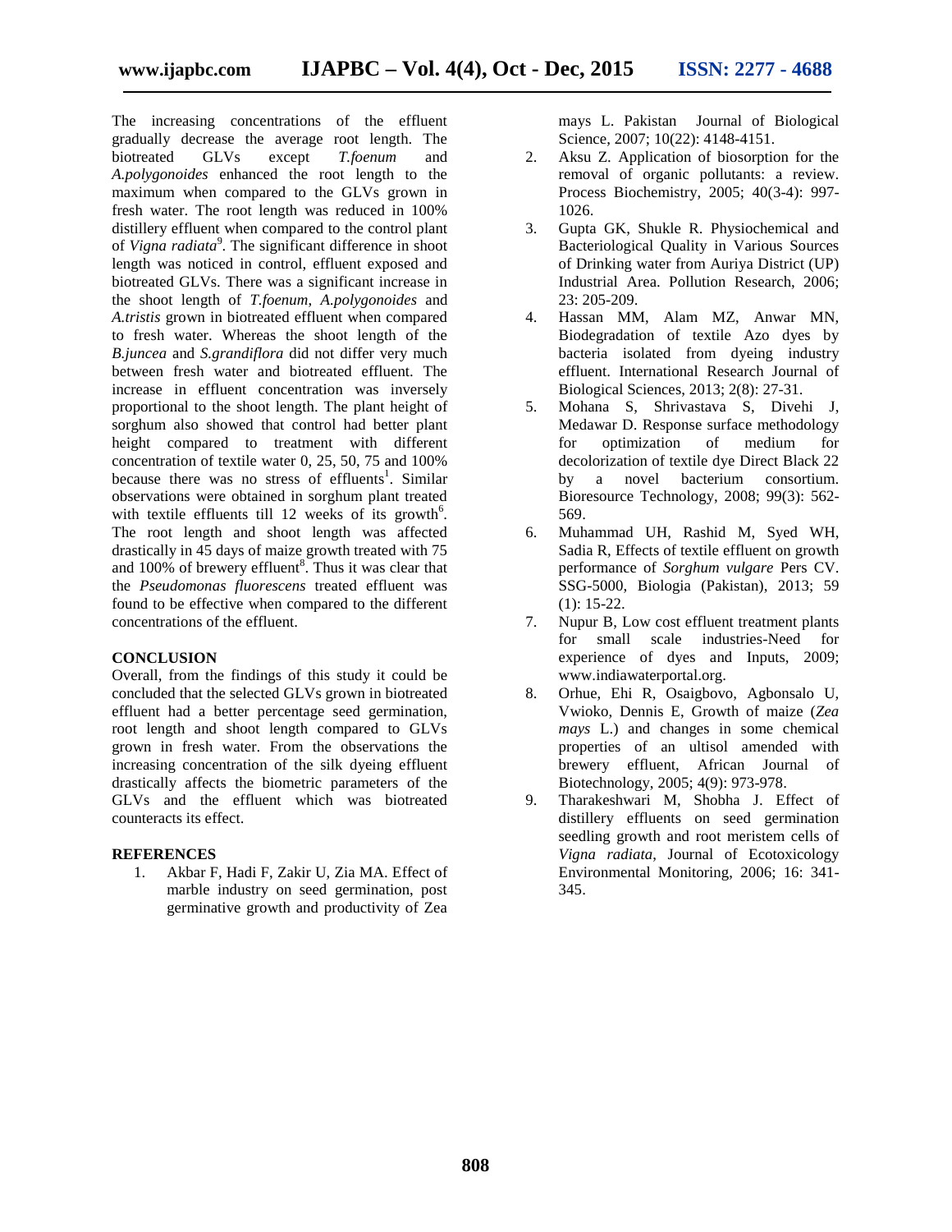The increasing concentrations of the effluent gradually decrease the average root length. The biotreated GLVs except *T.foenum* and *A.polygonoides* enhanced the root length to the maximum when compared to the GLVs grown in fresh water. The root length was reduced in 100% distillery effluent when compared to the control plant of *Vigna radiata*[9]. The significant difference in shoot length was noticed in control, effluent exposed and biotreated GLVs. There was a significant increase in the shoot length of *T.foenum*, *A.polygonoides* and *A.tristis* grown in biotreated effluent when compared to fresh water. Whereas the shoot length of the *B.juncea* and *S.grandiflora* did not differ very much between fresh water and biotreated effluent. The increase in effluent concentration was inversely proportional to the shoot length. The plant height of sorghum also showed that control had better plant height compared to treatment with different concentration of textile water 0, 25, 50, 75 and 100% because there was no stress of effluents[1]. Similar observations were obtained in sorghum plant treated with textile effluents till 12 weeks of its growth[6]. The root length and shoot length was affected drastically in 45 days of maize growth treated with 75 and 100% of brewery effluent[8]. Thus it was clear that the *Pseudomonas fluorescens* treated effluent was found to be effective when compared to the different concentrations of the effluent.

## CONCLUSION

Overall, from the findings of this study it could be concluded that the selected GLVs grown in biotreated effluent had a better percentage seed germination, root length and shoot length compared to GLVs grown in fresh water. From the observations the increasing concentration of the silk dyeing effluent drastically affects the biometric parameters of the GLVs and the effluent which was biotreated counteracts its effect.

## REFERENCES

1. Akbar F, Hadi F, Zakir U, Zia MA. Effect of marble industry on seed germination, post germinative growth and productivity of Zea mays L. Pakistan Journal of Biological Science, 2007; 10(22): 4148-4151.
2. Aksu Z. Application of biosorption for the removal of organic pollutants: a review. Process Biochemistry, 2005; 40(3-4): 997-1026.
3. Gupta GK, Shukle R. Physiochemical and Bacteriological Quality in Various Sources of Drinking water from Auriya District (UP) Industrial Area. Pollution Research, 2006; 23: 205-209.
4. Hassan MM, Alam MZ, Anwar MN, Biodegradation of textile Azo dyes by bacteria isolated from dyeing industry effluent. International Research Journal of Biological Sciences, 2013; 2(8): 27-31.
5. Mohana S, Shrivastava S, Divehi J, Medawar D. Response surface methodology for optimization of medium for decolorization of textile dye Direct Black 22 by a novel bacterium consortium. Bioresource Technology, 2008; 99(3): 562-569.
6. Muhammad UH, Rashid M, Syed WH, Sadia R, Effects of textile effluent on growth performance of *Sorghum vulgare* Pers CV. SSG-5000, Biologia (Pakistan), 2013; 59 (1): 15-22.
7. Nupur B, Low cost effluent treatment plants for small scale industries-Need for experience of dyes and Inputs, 2009; www.indiawaterportal.org.
8. Orhue, Ehi R, Osaigbovo, Agbonsalo U, Vwioko, Dennis E, Growth of maize (*Zea mays* L.) and changes in some chemical properties of an ultisol amended with brewery effluent, African Journal of Biotechnology, 2005; 4(9): 973-978.
9. Tharakeshwari M, Shobha J. Effect of distillery effluents on seed germination seedling growth and root meristem cells of *Vigna radiata*, Journal of Ecotoxicology Environmental Monitoring, 2006; 16: 341-345.